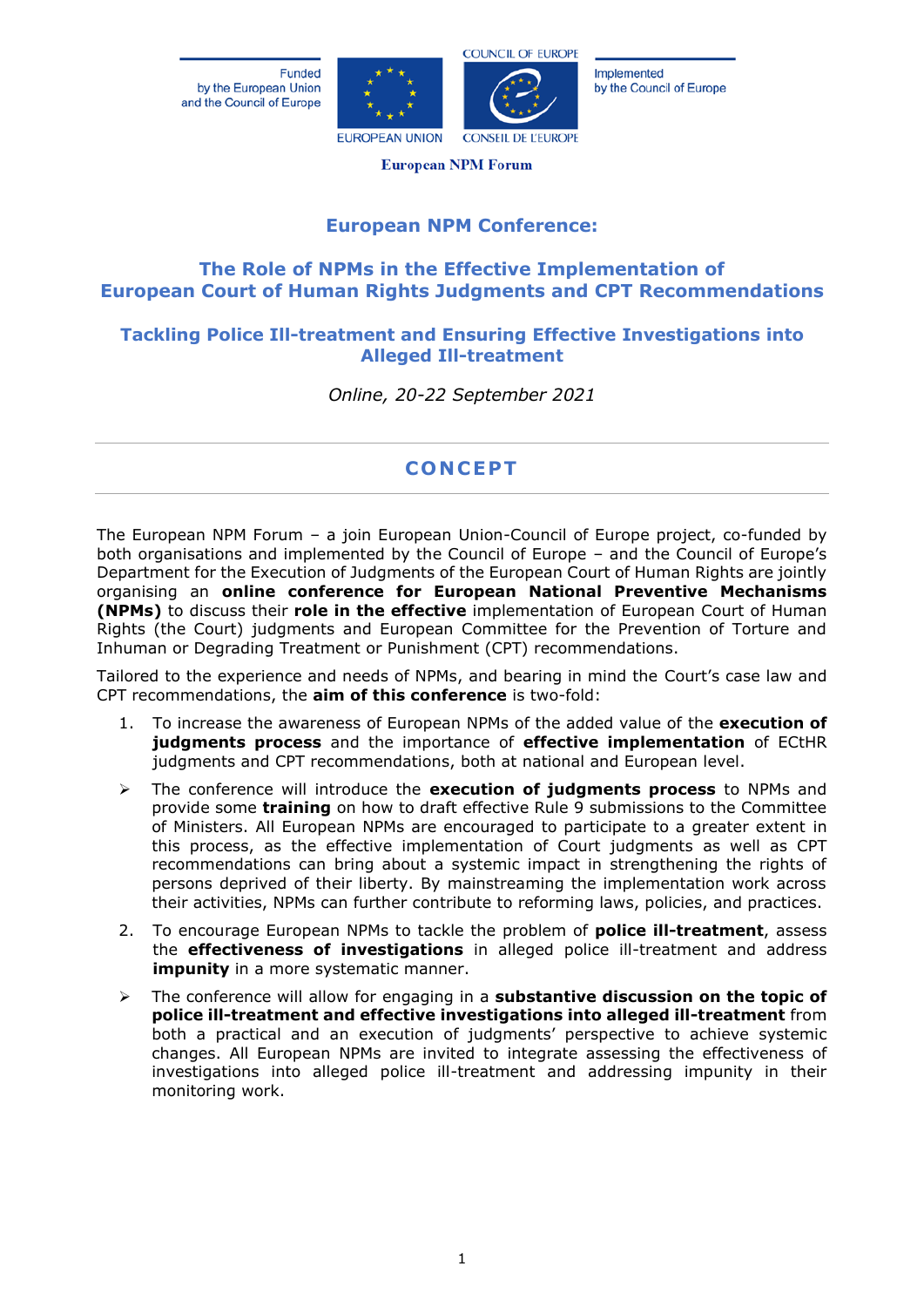Funded by the European Union and the Council of Europe

EUROPEAN UNION

COUNCIL OF EUROPE

CONSEIL DE L'EUROPE

Implemented by the Council of Europe

**European NPM Forum**

# European NPM Conference:

## The Role of NPMs in the Effective Implementation of European Court of Human Rights Judgments and CPT Recommendations

## Tackling Police Ill-treatment and Ensuring Effective Investigations into Alleged Ill-treatment

*Online, 20-22 September 2021*

## CONCEPT

The European NPM Forum – a join European Union-Council of Europe project, co-funded by both organisations and implemented by the Council of Europe – and the Council of Europe's Department for the Execution of Judgments of the European Court of Human Rights are jointly organising an **online conference for European National Preventive Mechanisms (NPMs)** to discuss their **role in the effective** implementation of European Court of Human Rights (the Court) judgments and European Committee for the Prevention of Torture and Inhuman or Degrading Treatment or Punishment (CPT) recommendations.

Tailored to the experience and needs of NPMs, and bearing in mind the Court's case law and CPT recommendations, the **aim of this conference** is two-fold:

1. To increase the awareness of European NPMs of the added value of the **execution of judgments process** and the importance of **effective implementation** of ECtHR judgments and CPT recommendations, both at national and European level.

- The conference will introduce the **execution of judgments process** to NPMs and provide some **training** on how to draft effective Rule 9 submissions to the Committee of Ministers. All European NPMs are encouraged to participate to a greater extent in this process, as the effective implementation of Court judgments as well as CPT recommendations can bring about a systemic impact in strengthening the rights of persons deprived of their liberty. By mainstreaming the implementation work across their activities, NPMs can further contribute to reforming laws, policies, and practices.

2. To encourage European NPMs to tackle the problem of **police ill-treatment**, assess the **effectiveness of investigations** in alleged police ill-treatment and address **impunity** in a more systematic manner.

- The conference will allow for engaging in a **substantive discussion on the topic of police ill-treatment and effective investigations into alleged ill-treatment** from both a practical and an execution of judgments' perspective to achieve systemic changes. All European NPMs are invited to integrate assessing the effectiveness of investigations into alleged police ill-treatment and addressing impunity in their monitoring work.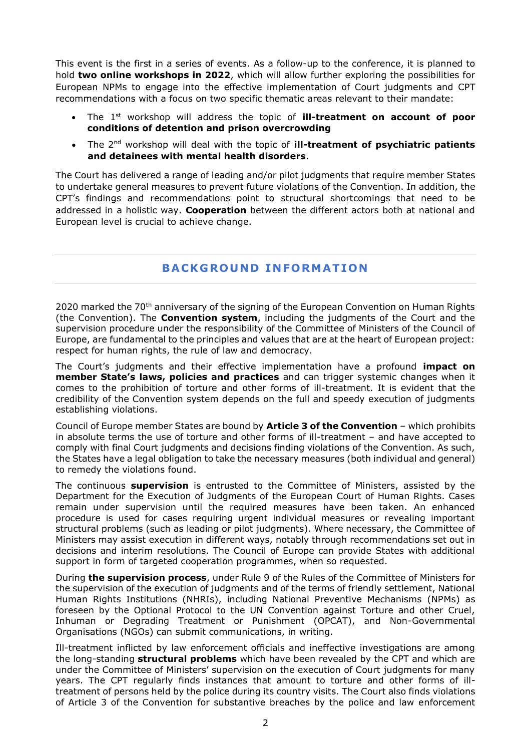This event is the first in a series of events. As a follow-up to the conference, it is planned to hold **two online workshops in 2022**, which will allow further exploring the possibilities for European NPMs to engage into the effective implementation of Court judgments and CPT recommendations with a focus on two specific thematic areas relevant to their mandate:

- The 1st workshop will address the topic of **ill-treatment on account of poor conditions of detention and prison overcrowding**
- The 2nd workshop will deal with the topic of **ill-treatment of psychiatric patients and detainees with mental health disorders**.

The Court has delivered a range of leading and/or pilot judgments that require member States to undertake general measures to prevent future violations of the Convention. In addition, the CPT's findings and recommendations point to structural shortcomings that need to be addressed in a holistic way. **Cooperation** between the different actors both at national and European level is crucial to achieve change.

## BACKGROUND INFORMATION

2020 marked the 70th anniversary of the signing of the European Convention on Human Rights (the Convention). The **Convention system**, including the judgments of the Court and the supervision procedure under the responsibility of the Committee of Ministers of the Council of Europe, are fundamental to the principles and values that are at the heart of European project: respect for human rights, the rule of law and democracy.

The Court's judgments and their effective implementation have a profound **impact on member State's laws, policies and practices** and can trigger systemic changes when it comes to the prohibition of torture and other forms of ill-treatment. It is evident that the credibility of the Convention system depends on the full and speedy execution of judgments establishing violations.

Council of Europe member States are bound by **Article 3 of the Convention** – which prohibits in absolute terms the use of torture and other forms of ill-treatment – and have accepted to comply with final Court judgments and decisions finding violations of the Convention. As such, the States have a legal obligation to take the necessary measures (both individual and general) to remedy the violations found.

The continuous **supervision** is entrusted to the Committee of Ministers, assisted by the Department for the Execution of Judgments of the European Court of Human Rights. Cases remain under supervision until the required measures have been taken. An enhanced procedure is used for cases requiring urgent individual measures or revealing important structural problems (such as leading or pilot judgments). Where necessary, the Committee of Ministers may assist execution in different ways, notably through recommendations set out in decisions and interim resolutions. The Council of Europe can provide States with additional support in form of targeted cooperation programmes, when so requested.

During **the supervision process**, under Rule 9 of the Rules of the Committee of Ministers for the supervision of the execution of judgments and of the terms of friendly settlement, National Human Rights Institutions (NHRIs), including National Preventive Mechanisms (NPMs) as foreseen by the Optional Protocol to the UN Convention against Torture and other Cruel, Inhuman or Degrading Treatment or Punishment (OPCAT), and Non-Governmental Organisations (NGOs) can submit communications, in writing.

Ill-treatment inflicted by law enforcement officials and ineffective investigations are among the long-standing **structural problems** which have been revealed by the CPT and which are under the Committee of Ministers' supervision on the execution of Court judgments for many years. The CPT regularly finds instances that amount to torture and other forms of ill-treatment of persons held by the police during its country visits. The Court also finds violations of Article 3 of the Convention for substantive breaches by the police and law enforcement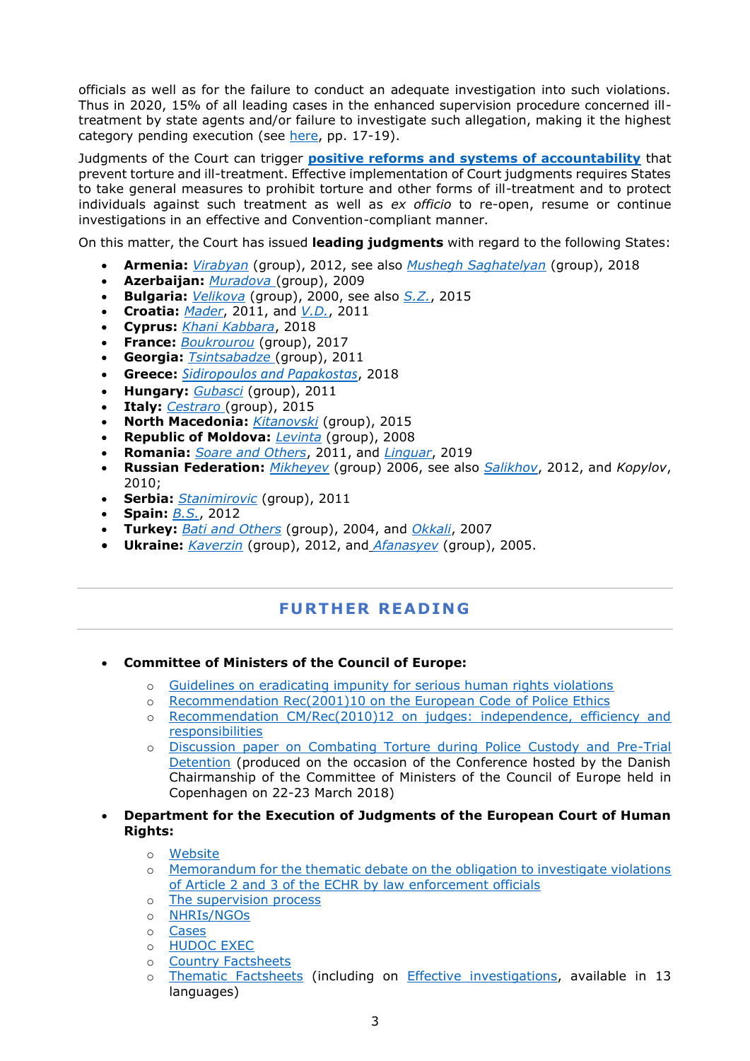officials as well as for the failure to conduct an adequate investigation into such violations. Thus in 2020, 15% of all leading cases in the enhanced supervision procedure concerned ill-treatment by state agents and/or failure to investigate such allegation, making it the highest category pending execution (see here, pp. 17-19).

Judgments of the Court can trigger **positive reforms and systems of accountability** that prevent torture and ill-treatment. Effective implementation of Court judgments requires States to take general measures to prohibit torture and other forms of ill-treatment and to protect individuals against such treatment as well as *ex officio* to re-open, resume or continue investigations in an effective and Convention-compliant manner.

On this matter, the Court has issued **leading judgments** with regard to the following States:

- **Armenia:** *Virabyan* (group), 2012, see also *Mushegh Saghatelyan* (group), 2018
- **Azerbaijan:** *Muradova* (group), 2009
- **Bulgaria:** *Velikova* (group), 2000, see also *S.Z.*, 2015
- **Croatia:** *Mader*, 2011, and *V.D.*, 2011
- **Cyprus:** *Khani Kabbara*, 2018
- **France:** *Boukrourou* (group), 2017
- **Georgia:** *Tsintsabadze* (group), 2011
- **Greece:** *Sidiropoulos and Papakostas*, 2018
- **Hungary:** *Gubasci* (group), 2011
- **Italy:** *Cestraro* (group), 2015
- **North Macedonia:** *Kitanovski* (group), 2015
- **Republic of Moldova:** *Levinta* (group), 2008
- **Romania:** *Soare and Others*, 2011, and *Linguar*, 2019
- **Russian Federation:** *Mikheyev* (group) 2006, see also *Salikhov*, 2012, and *Kopylov*, 2010;
- **Serbia:** *Stanimirovic* (group), 2011
- **Spain:** *B.S.*, 2012
- **Turkey:** *Bati and Others* (group), 2004, and *Okkali*, 2007
- **Ukraine:** *Kaverzin* (group), 2012, and *Afanasyev* (group), 2005.

## FURTHER READING

- **Committee of Ministers of the Council of Europe:**
  - Guidelines on eradicating impunity for serious human rights violations
  - Recommendation Rec(2001)10 on the European Code of Police Ethics
  - Recommendation CM/Rec(2010)12 on judges: independence, efficiency and responsibilities
  - Discussion paper on Combating Torture during Police Custody and Pre-Trial Detention (produced on the occasion of the Conference hosted by the Danish Chairmanship of the Committee of Ministers of the Council of Europe held in Copenhagen on 22-23 March 2018)
- **Department for the Execution of Judgments of the European Court of Human Rights:**
  - Website
  - Memorandum for the thematic debate on the obligation to investigate violations of Article 2 and 3 of the ECHR by law enforcement officials
  - The supervision process
  - NHRIs/NGOs
  - Cases
  - HUDOC EXEC
  - Country Factsheets
  - Thematic Factsheets (including on Effective investigations, available in 13 languages)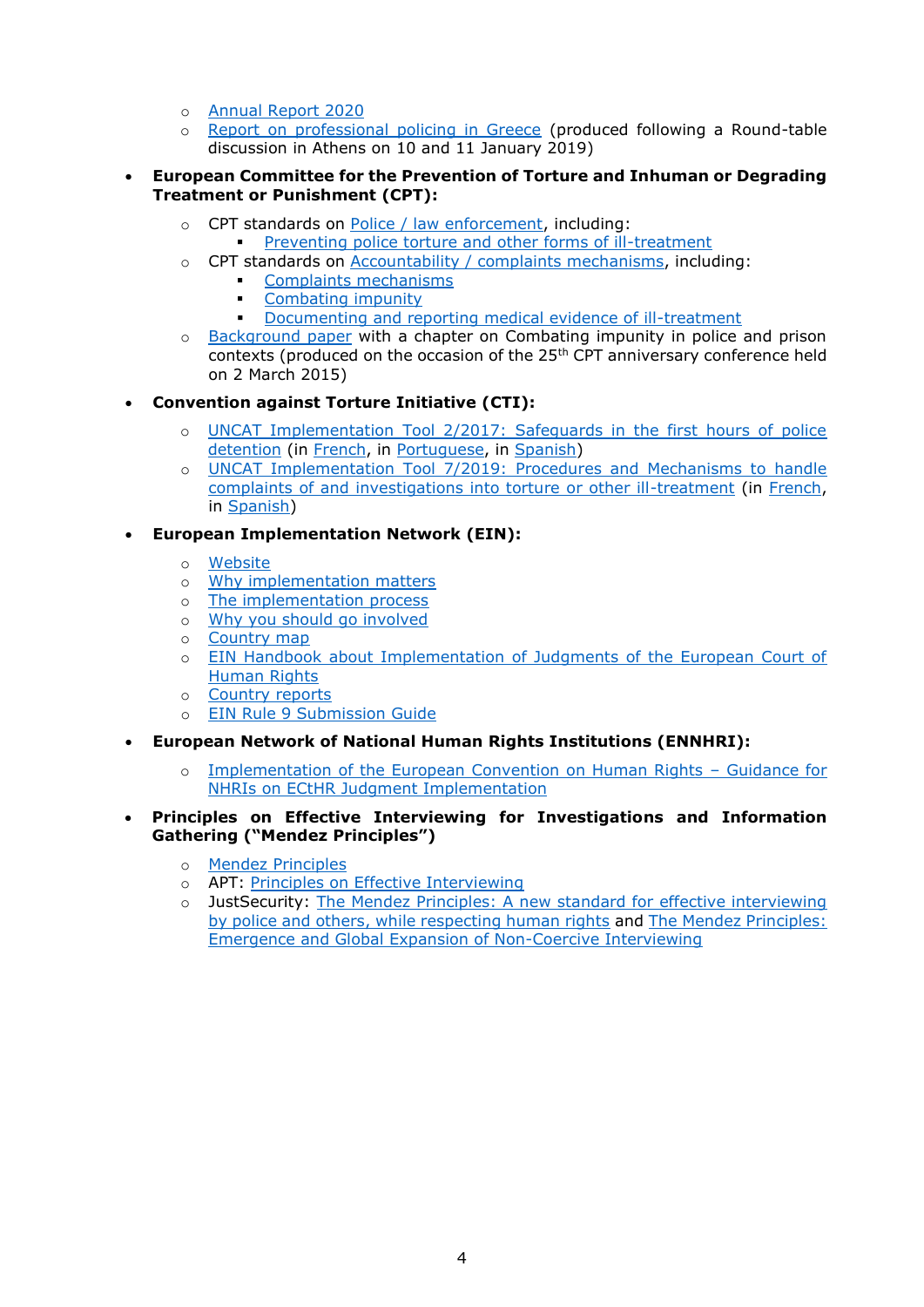- Annual Report 2020
- Report on professional policing in Greece (produced following a Round-table discussion in Athens on 10 and 11 January 2019)

- **European Committee for the Prevention of Torture and Inhuman or Degrading Treatment or Punishment (CPT):**
  - CPT standards on Police / law enforcement, including:
    - Preventing police torture and other forms of ill-treatment
  - CPT standards on Accountability / complaints mechanisms, including:
    - Complaints mechanisms
    - Combating impunity
    - Documenting and reporting medical evidence of ill-treatment
  - Background paper with a chapter on Combating impunity in police and prison contexts (produced on the occasion of the 25th CPT anniversary conference held on 2 March 2015)

- **Convention against Torture Initiative (CTI):**
  - UNCAT Implementation Tool 2/2017: Safeguards in the first hours of police detention (in French, in Portuguese, in Spanish)
  - UNCAT Implementation Tool 7/2019: Procedures and Mechanisms to handle complaints of and investigations into torture or other ill-treatment (in French, in Spanish)

- **European Implementation Network (EIN):**
  - Website
  - Why implementation matters
  - The implementation process
  - Why you should go involved
  - Country map
  - EIN Handbook about Implementation of Judgments of the European Court of Human Rights
  - Country reports
  - EIN Rule 9 Submission Guide

- **European Network of National Human Rights Institutions (ENNHRI):**
  - Implementation of the European Convention on Human Rights – Guidance for NHRIs on ECtHR Judgment Implementation

- **Principles on Effective Interviewing for Investigations and Information Gathering ("Mendez Principles")**
  - Mendez Principles
  - APT: Principles on Effective Interviewing
  - JustSecurity: The Mendez Principles: A new standard for effective interviewing by police and others, while respecting human rights and The Mendez Principles: Emergence and Global Expansion of Non-Coercive Interviewing